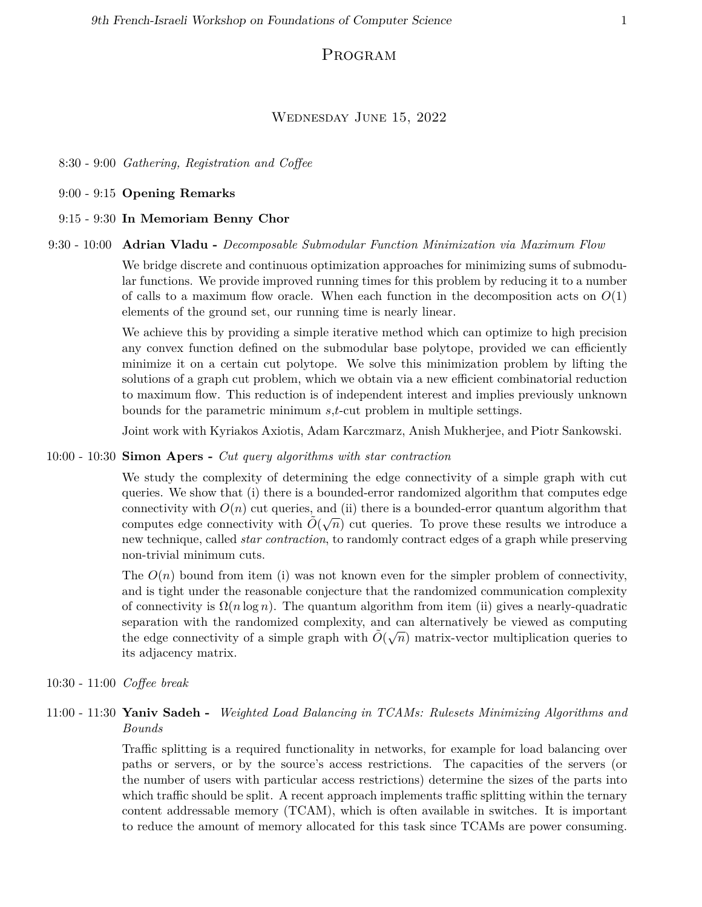# Program

## Wednesday June 15, 2022

8:30 - 9:00 *Gathering, Registration and Coffee*

9:00 - 9:15 **Opening Remarks**

9:15 - 9:30 **In Memoriam Benny Chor**

9:30 - 10:00 **Adrian Vladu -** *Decomposable Submodular Function Minimization via Maximum Flow*

We bridge discrete and continuous optimization approaches for minimizing sums of submodular functions. We provide improved running times for this problem by reducing it to a number of calls to a maximum flow oracle. When each function in the decomposition acts on $O(1)$ elements of the ground set, our running time is nearly linear.

We achieve this by providing a simple iterative method which can optimize to high precision any convex function defined on the submodular base polytope, provided we can efficiently minimize it on a certain cut polytope. We solve this minimization problem by lifting the solutions of a graph cut problem, which we obtain via a new efficient combinatorial reduction to maximum flow. This reduction is of independent interest and implies previously unknown bounds for the parametric minimum $s$,$t$-cut problem in multiple settings.

Joint work with Kyriakos Axiotis, Adam Karczmarz, Anish Mukherjee, and Piotr Sankowski.

10:00 - 10:30 **Simon Apers -** *Cut query algorithms with star contraction*

We study the complexity of determining the edge connectivity of a simple graph with cut queries. We show that (i) there is a bounded-error randomized algorithm that computes edge connectivity with $O(n)$ cut queries, and (ii) there is a bounded-error quantum algorithm that computes edge connectivity with $\tilde{O}(\sqrt{n})$ cut queries. To prove these results we introduce a new technique, called *star contraction*, to randomly contract edges of a graph while preserving non-trivial minimum cuts.

The $O(n)$ bound from item (i) was not known even for the simpler problem of connectivity, and is tight under the reasonable conjecture that the randomized communication complexity of connectivity is $\Omega(n \log n)$. The quantum algorithm from item (ii) gives a nearly-quadratic separation with the randomized complexity, and can alternatively be viewed as computing the edge connectivity of a simple graph with $\tilde{O}(\sqrt{n})$ matrix-vector multiplication queries to its adjacency matrix.

10:30 - 11:00 *Coffee break*

11:00 - 11:30 **Yaniv Sadeh -** *Weighted Load Balancing in TCAMs: Rulesets Minimizing Algorithms and Bounds*

Traffic splitting is a required functionality in networks, for example for load balancing over paths or servers, or by the source's access restrictions. The capacities of the servers (or the number of users with particular access restrictions) determine the sizes of the parts into which traffic should be split. A recent approach implements traffic splitting within the ternary content addressable memory (TCAM), which is often available in switches. It is important to reduce the amount of memory allocated for this task since TCAMs are power consuming.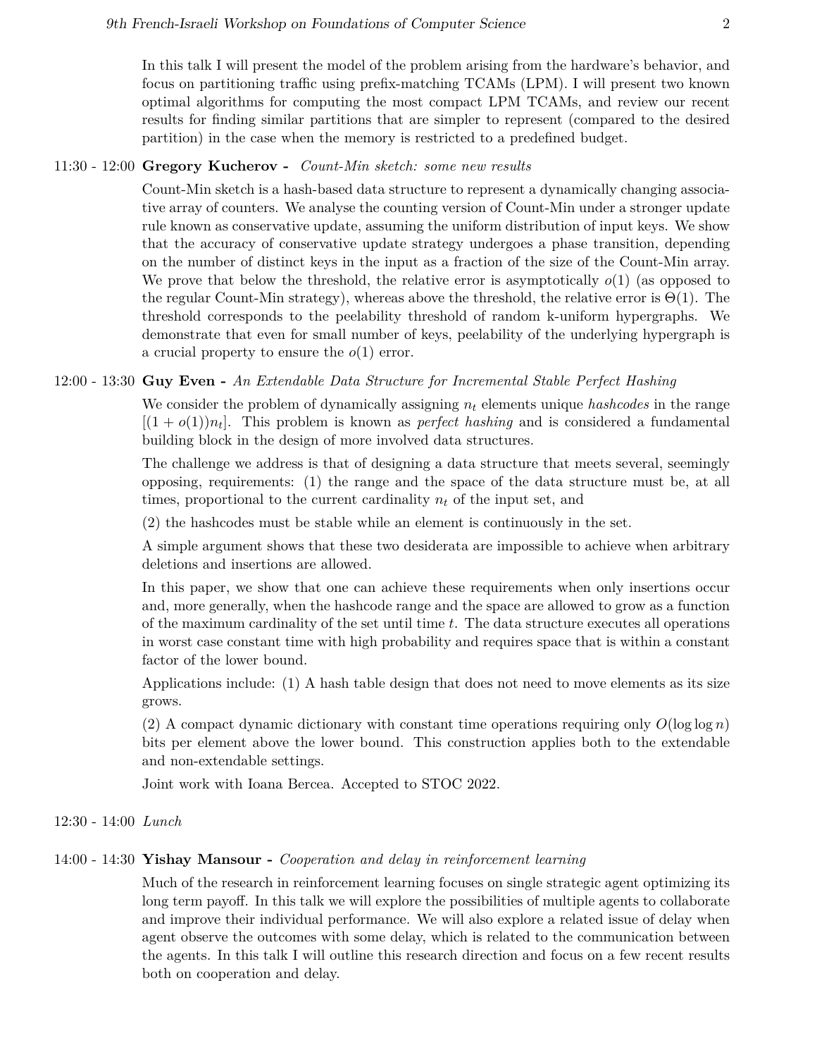In this talk I will present the model of the problem arising from the hardware's behavior, and focus on partitioning traffic using prefix-matching TCAMs (LPM). I will present two known optimal algorithms for computing the most compact LPM TCAMs, and review our recent results for finding similar partitions that are simpler to represent (compared to the desired partition) in the case when the memory is restricted to a predefined budget.

11:30 - 12:00 **Gregory Kucherov -** *Count-Min sketch: some new results*

Count-Min sketch is a hash-based data structure to represent a dynamically changing associative array of counters. We analyse the counting version of Count-Min under a stronger update rule known as conservative update, assuming the uniform distribution of input keys. We show that the accuracy of conservative update strategy undergoes a phase transition, depending on the number of distinct keys in the input as a fraction of the size of the Count-Min array. We prove that below the threshold, the relative error is asymptotically $o(1)$ (as opposed to the regular Count-Min strategy), whereas above the threshold, the relative error is $\Theta(1)$. The threshold corresponds to the peelability threshold of random k-uniform hypergraphs. We demonstrate that even for small number of keys, peelability of the underlying hypergraph is a crucial property to ensure the $o(1)$ error.

12:00 - 13:30 **Guy Even -** *An Extendable Data Structure for Incremental Stable Perfect Hashing*

We consider the problem of dynamically assigning $n_t$ elements unique *hashcodes* in the range $[(1 + o(1))n_t]$. This problem is known as *perfect hashing* and is considered a fundamental building block in the design of more involved data structures.

The challenge we address is that of designing a data structure that meets several, seemingly opposing, requirements: (1) the range and the space of the data structure must be, at all times, proportional to the current cardinality $n_t$ of the input set, and

(2) the hashcodes must be stable while an element is continuously in the set.

A simple argument shows that these two desiderata are impossible to achieve when arbitrary deletions and insertions are allowed.

In this paper, we show that one can achieve these requirements when only insertions occur and, more generally, when the hashcode range and the space are allowed to grow as a function of the maximum cardinality of the set until time $t$. The data structure executes all operations in worst case constant time with high probability and requires space that is within a constant factor of the lower bound.

Applications include: (1) A hash table design that does not need to move elements as its size grows.

(2) A compact dynamic dictionary with constant time operations requiring only $O(\log \log n)$ bits per element above the lower bound. This construction applies both to the extendable and non-extendable settings.

Joint work with Ioana Bercea. Accepted to STOC 2022.

12:30 - 14:00 *Lunch*

14:00 - 14:30 **Yishay Mansour -** *Cooperation and delay in reinforcement learning*

Much of the research in reinforcement learning focuses on single strategic agent optimizing its long term payoff. In this talk we will explore the possibilities of multiple agents to collaborate and improve their individual performance. We will also explore a related issue of delay when agent observe the outcomes with some delay, which is related to the communication between the agents. In this talk I will outline this research direction and focus on a few recent results both on cooperation and delay.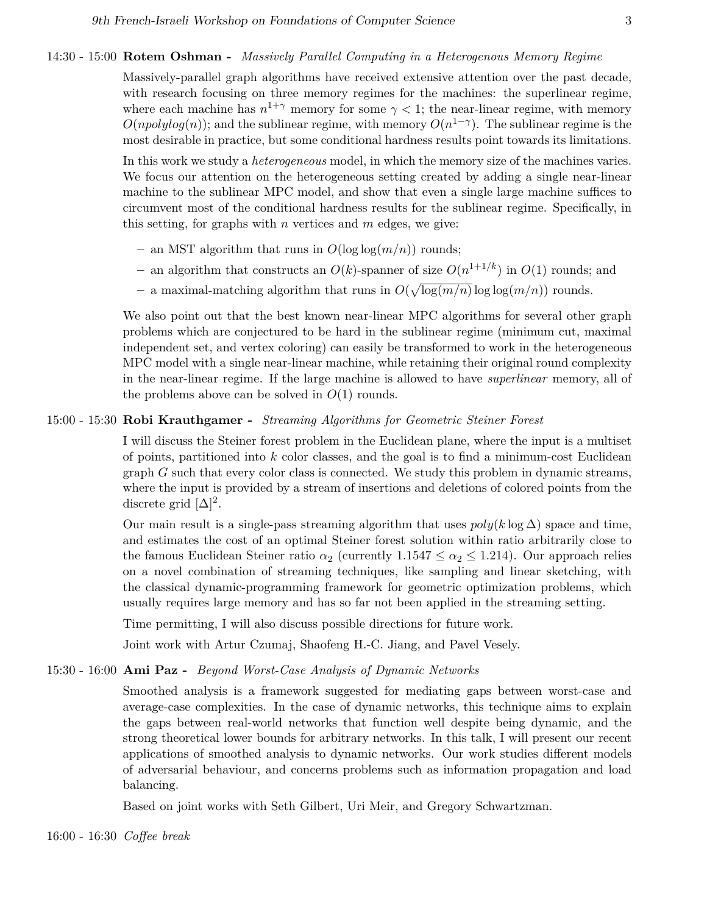14:30 - 15:00 **Rotem Oshman -** *Massively Parallel Computing in a Heterogenous Memory Regime*

Massively-parallel graph algorithms have received extensive attention over the past decade, with research focusing on three memory regimes for the machines: the superlinear regime, where each machine has $n^{1+\gamma}$ memory for some $\gamma < 1$; the near-linear regime, with memory $O(npolylog(n))$; and the sublinear regime, with memory $O(n^{1-\gamma})$. The sublinear regime is the most desirable in practice, but some conditional hardness results point towards its limitations.

In this work we study a *heterogeneous* model, in which the memory size of the machines varies. We focus our attention on the heterogeneous setting created by adding a single near-linear machine to the sublinear MPC model, and show that even a single large machine suffices to circumvent most of the conditional hardness results for the sublinear regime. Specifically, in this setting, for graphs with $n$ vertices and $m$ edges, we give:

- an MST algorithm that runs in $O(\log\log(m/n))$ rounds;
- an algorithm that constructs an $O(k)$-spanner of size $O(n^{1+1/k})$ in $O(1)$ rounds; and
- a maximal-matching algorithm that runs in $O(\sqrt{\log(m/n)}\log\log(m/n))$ rounds.

We also point out that the best known near-linear MPC algorithms for several other graph problems which are conjectured to be hard in the sublinear regime (minimum cut, maximal independent set, and vertex coloring) can easily be transformed to work in the heterogeneous MPC model with a single near-linear machine, while retaining their original round complexity in the near-linear regime. If the large machine is allowed to have *superlinear* memory, all of the problems above can be solved in $O(1)$ rounds.

15:00 - 15:30 **Robi Krauthgamer -** *Streaming Algorithms for Geometric Steiner Forest*

I will discuss the Steiner forest problem in the Euclidean plane, where the input is a multiset of points, partitioned into $k$ color classes, and the goal is to find a minimum-cost Euclidean graph $G$ such that every color class is connected. We study this problem in dynamic streams, where the input is provided by a stream of insertions and deletions of colored points from the discrete grid $[\Delta]^2$.

Our main result is a single-pass streaming algorithm that uses $poly(k \log \Delta)$ space and time, and estimates the cost of an optimal Steiner forest solution within ratio arbitrarily close to the famous Euclidean Steiner ratio $\alpha_2$ (currently $1.1547 \leq \alpha_2 \leq 1.214$). Our approach relies on a novel combination of streaming techniques, like sampling and linear sketching, with the classical dynamic-programming framework for geometric optimization problems, which usually requires large memory and has so far not been applied in the streaming setting.

Time permitting, I will also discuss possible directions for future work.

Joint work with Artur Czumaj, Shaofeng H.-C. Jiang, and Pavel Vesely.

15:30 - 16:00 **Ami Paz -** *Beyond Worst-Case Analysis of Dynamic Networks*

Smoothed analysis is a framework suggested for mediating gaps between worst-case and average-case complexities. In the case of dynamic networks, this technique aims to explain the gaps between real-world networks that function well despite being dynamic, and the strong theoretical lower bounds for arbitrary networks. In this talk, I will present our recent applications of smoothed analysis to dynamic networks. Our work studies different models of adversarial behaviour, and concerns problems such as information propagation and load balancing.

Based on joint works with Seth Gilbert, Uri Meir, and Gregory Schwartzman.

16:00 - 16:30 *Coffee break*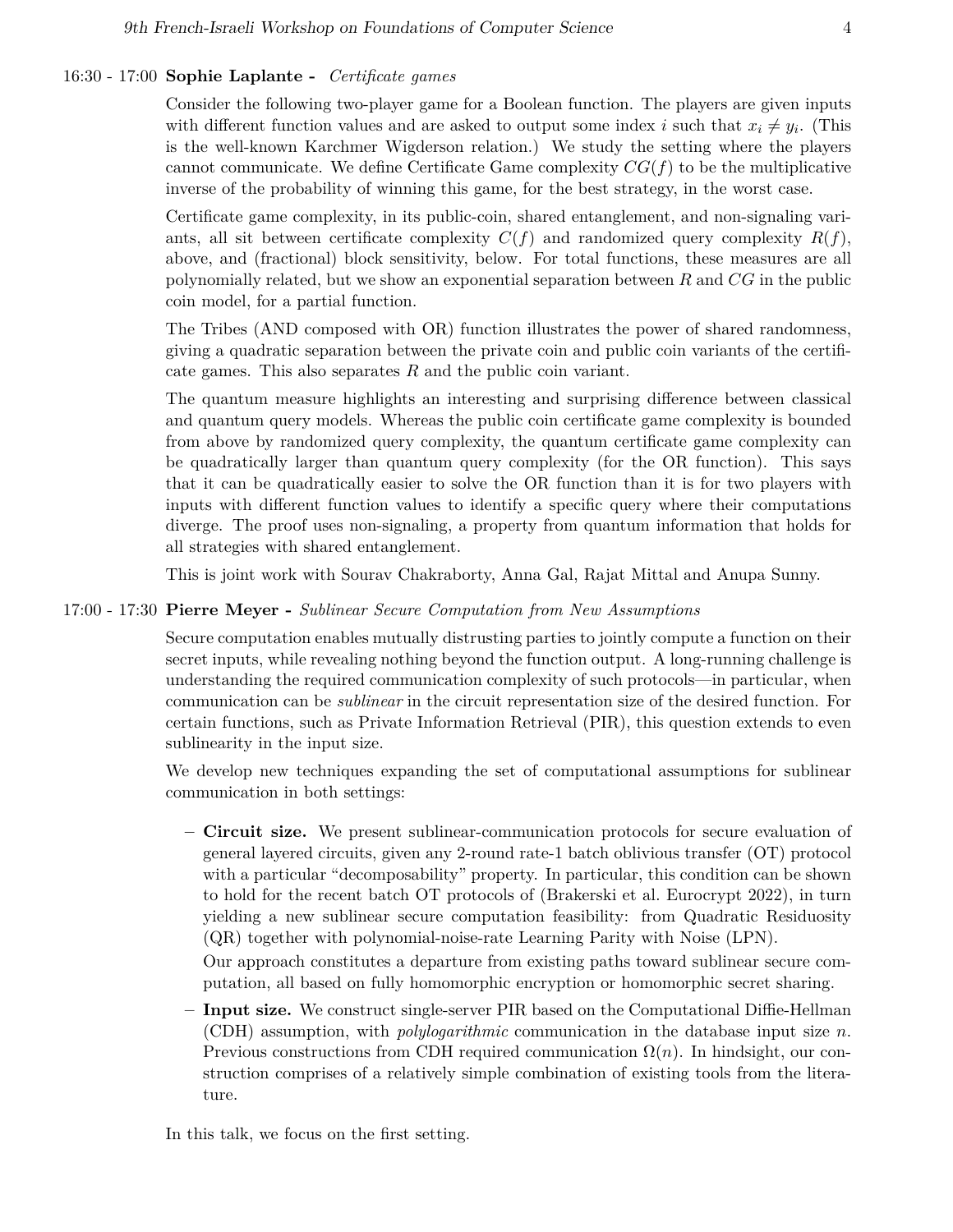16:30 - 17:00 **Sophie Laplante -** *Certificate games*

Consider the following two-player game for a Boolean function. The players are given inputs with different function values and are asked to output some index $i$ such that $x_i \neq y_i$. (This is the well-known Karchmer Wigderson relation.) We study the setting where the players cannot communicate. We define Certificate Game complexity $CG(f)$ to be the multiplicative inverse of the probability of winning this game, for the best strategy, in the worst case.

Certificate game complexity, in its public-coin, shared entanglement, and non-signaling variants, all sit between certificate complexity $C(f)$ and randomized query complexity $R(f)$, above, and (fractional) block sensitivity, below. For total functions, these measures are all polynomially related, but we show an exponential separation between $R$ and $CG$ in the public coin model, for a partial function.

The Tribes (AND composed with OR) function illustrates the power of shared randomness, giving a quadratic separation between the private coin and public coin variants of the certificate games. This also separates $R$ and the public coin variant.

The quantum measure highlights an interesting and surprising difference between classical and quantum query models. Whereas the public coin certificate game complexity is bounded from above by randomized query complexity, the quantum certificate game complexity can be quadratically larger than quantum query complexity (for the OR function). This says that it can be quadratically easier to solve the OR function than it is for two players with inputs with different function values to identify a specific query where their computations diverge. The proof uses non-signaling, a property from quantum information that holds for all strategies with shared entanglement.

This is joint work with Sourav Chakraborty, Anna Gal, Rajat Mittal and Anupa Sunny.

17:00 - 17:30 **Pierre Meyer -** *Sublinear Secure Computation from New Assumptions*

Secure computation enables mutually distrusting parties to jointly compute a function on their secret inputs, while revealing nothing beyond the function output. A long-running challenge is understanding the required communication complexity of such protocols—in particular, when communication can be *sublinear* in the circuit representation size of the desired function. For certain functions, such as Private Information Retrieval (PIR), this question extends to even sublinearity in the input size.

We develop new techniques expanding the set of computational assumptions for sublinear communication in both settings:

- **Circuit size.** We present sublinear-communication protocols for secure evaluation of general layered circuits, given any 2-round rate-1 batch oblivious transfer (OT) protocol with a particular "decomposability" property. In particular, this condition can be shown to hold for the recent batch OT protocols of (Brakerski et al. Eurocrypt 2022), in turn yielding a new sublinear secure computation feasibility: from Quadratic Residuosity (QR) together with polynomial-noise-rate Learning Parity with Noise (LPN).

  Our approach constitutes a departure from existing paths toward sublinear secure computation, all based on fully homomorphic encryption or homomorphic secret sharing.

- **Input size.** We construct single-server PIR based on the Computational Diffie-Hellman (CDH) assumption, with *polylogarithmic* communication in the database input size $n$. Previous constructions from CDH required communication $\Omega(n)$. In hindsight, our construction comprises of a relatively simple combination of existing tools from the literature.

In this talk, we focus on the first setting.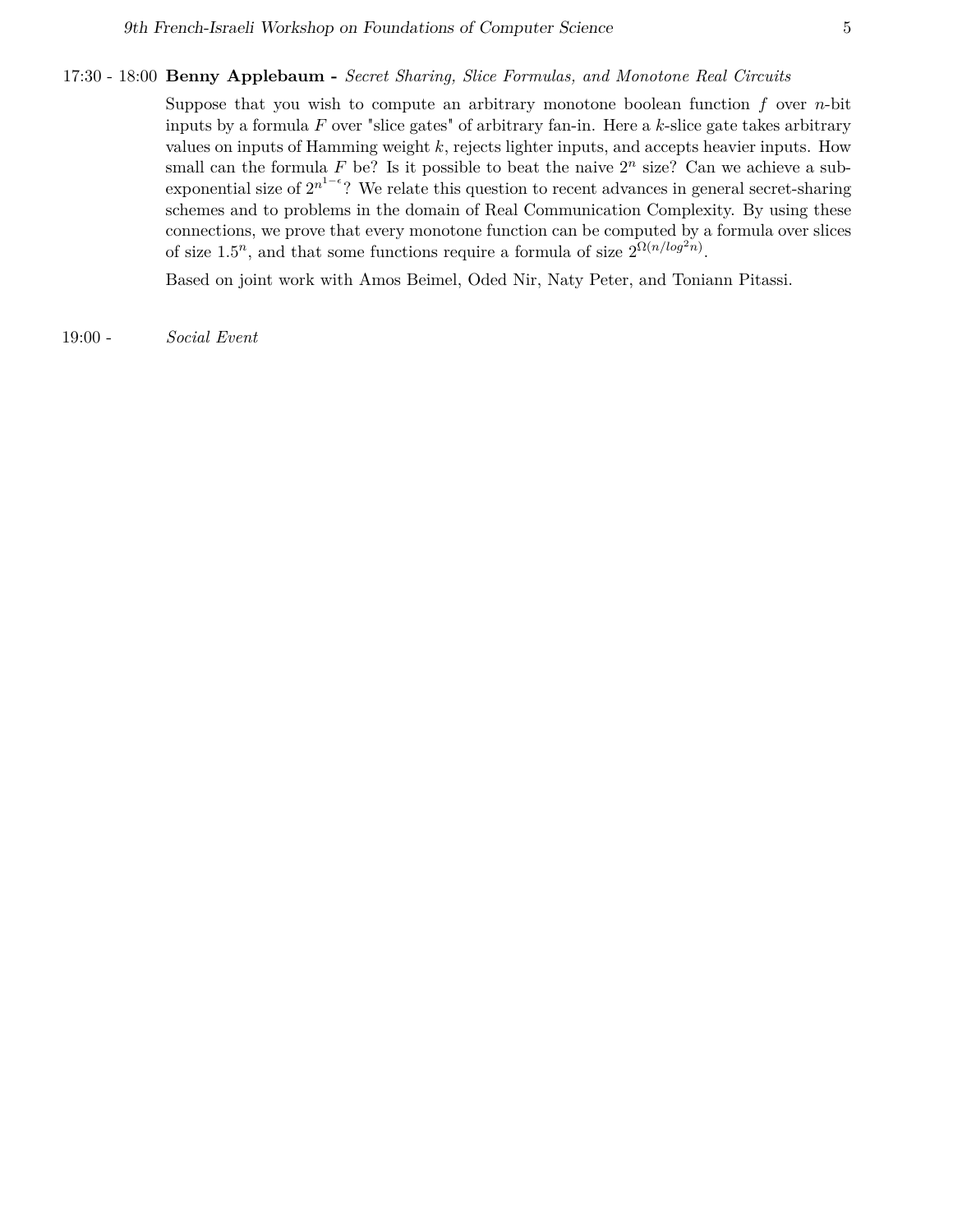17:30 - 18:00 **Benny Applebaum -** *Secret Sharing, Slice Formulas, and Monotone Real Circuits*

Suppose that you wish to compute an arbitrary monotone boolean function $f$ over $n$-bit inputs by a formula $F$ over "slice gates" of arbitrary fan-in. Here a $k$-slice gate takes arbitrary values on inputs of Hamming weight $k$, rejects lighter inputs, and accepts heavier inputs. How small can the formula $F$ be? Is it possible to beat the naive $2^n$ size? Can we achieve a sub-exponential size of $2^{n^{1-\epsilon}}$? We relate this question to recent advances in general secret-sharing schemes and to problems in the domain of Real Communication Complexity. By using these connections, we prove that every monotone function can be computed by a formula over slices of size $1.5^n$, and that some functions require a formula of size $2^{\Omega(n/log^2 n)}$.

Based on joint work with Amos Beimel, Oded Nir, Naty Peter, and Toniann Pitassi.

19:00 - *Social Event*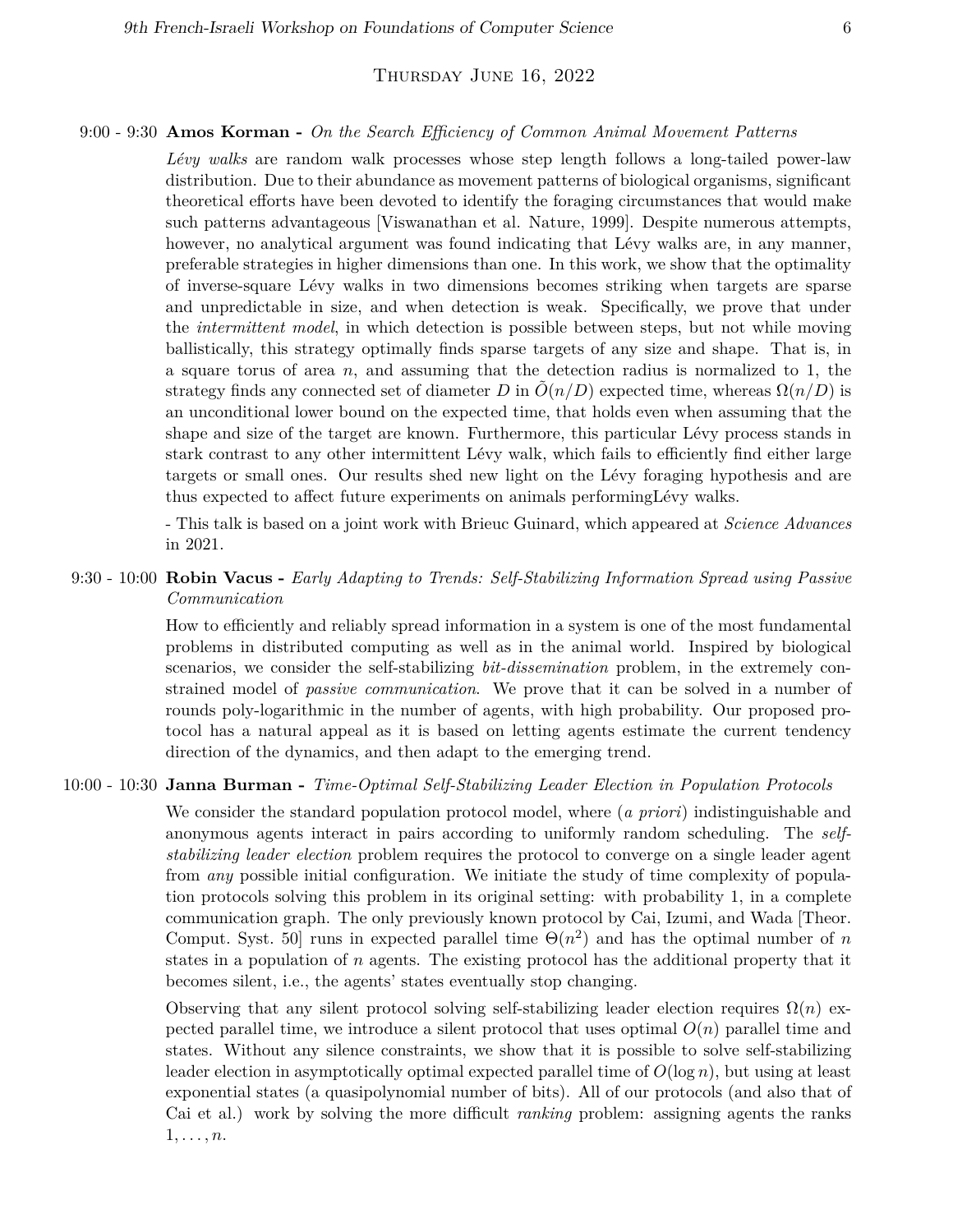## Thursday June 16, 2022

9:00 - 9:30 **Amos Korman -** *On the Search Efficiency of Common Animal Movement Patterns*

*Lévy walks* are random walk processes whose step length follows a long-tailed power-law distribution. Due to their abundance as movement patterns of biological organisms, significant theoretical efforts have been devoted to identify the foraging circumstances that would make such patterns advantageous [Viswanathan et al. Nature, 1999]. Despite numerous attempts, however, no analytical argument was found indicating that Lévy walks are, in any manner, preferable strategies in higher dimensions than one. In this work, we show that the optimality of inverse-square Lévy walks in two dimensions becomes striking when targets are sparse and unpredictable in size, and when detection is weak. Specifically, we prove that under the *intermittent model*, in which detection is possible between steps, but not while moving ballistically, this strategy optimally finds sparse targets of any size and shape. That is, in a square torus of area $n$, and assuming that the detection radius is normalized to 1, the strategy finds any connected set of diameter $D$ in $\tilde{O}(n/D)$ expected time, whereas $\Omega(n/D)$ is an unconditional lower bound on the expected time, that holds even when assuming that the shape and size of the target are known. Furthermore, this particular Lévy process stands in stark contrast to any other intermittent Lévy walk, which fails to efficiently find either large targets or small ones. Our results shed new light on the Lévy foraging hypothesis and are thus expected to affect future experiments on animals performingLévy walks.

- This talk is based on a joint work with Brieuc Guinard, which appeared at *Science Advances* in 2021.

9:30 - 10:00 **Robin Vacus -** *Early Adapting to Trends: Self-Stabilizing Information Spread using Passive Communication*

How to efficiently and reliably spread information in a system is one of the most fundamental problems in distributed computing as well as in the animal world. Inspired by biological scenarios, we consider the self-stabilizing *bit-dissemination* problem, in the extremely constrained model of *passive communication*. We prove that it can be solved in a number of rounds poly-logarithmic in the number of agents, with high probability. Our proposed protocol has a natural appeal as it is based on letting agents estimate the current tendency direction of the dynamics, and then adapt to the emerging trend.

10:00 - 10:30 **Janna Burman -** *Time-Optimal Self-Stabilizing Leader Election in Population Protocols*

We consider the standard population protocol model, where (*a priori*) indistinguishable and anonymous agents interact in pairs according to uniformly random scheduling. The *self-stabilizing leader election* problem requires the protocol to converge on a single leader agent from *any* possible initial configuration. We initiate the study of time complexity of population protocols solving this problem in its original setting: with probability 1, in a complete communication graph. The only previously known protocol by Cai, Izumi, and Wada [Theor. Comput. Syst. 50] runs in expected parallel time $\Theta(n^2)$ and has the optimal number of $n$ states in a population of $n$ agents. The existing protocol has the additional property that it becomes silent, i.e., the agents' states eventually stop changing.

Observing that any silent protocol solving self-stabilizing leader election requires $\Omega(n)$ expected parallel time, we introduce a silent protocol that uses optimal $O(n)$ parallel time and states. Without any silence constraints, we show that it is possible to solve self-stabilizing leader election in asymptotically optimal expected parallel time of $O(\log n)$, but using at least exponential states (a quasipolynomial number of bits). All of our protocols (and also that of Cai et al.) work by solving the more difficult *ranking* problem: assigning agents the ranks $1, \ldots, n$.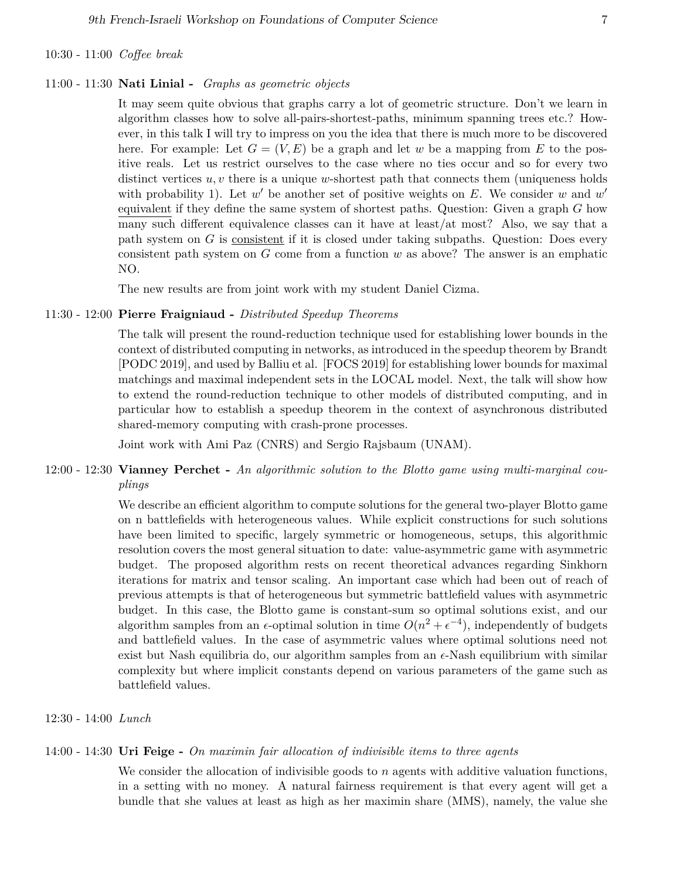10:30 - 11:00 *Coffee break*

11:00 - 11:30 **Nati Linial -** *Graphs as geometric objects*

It may seem quite obvious that graphs carry a lot of geometric structure. Don't we learn in algorithm classes how to solve all-pairs-shortest-paths, minimum spanning trees etc.? However, in this talk I will try to impress on you the idea that there is much more to be discovered here. For example: Let $G = (V, E)$ be a graph and let $w$ be a mapping from $E$ to the positive reals. Let us restrict ourselves to the case where no ties occur and so for every two distinct vertices $u, v$ there is a unique $w$-shortest path that connects them (uniqueness holds with probability 1). Let $w'$ be another set of positive weights on $E$. We consider $w$ and $w'$ equivalent if they define the same system of shortest paths. Question: Given a graph $G$ how many such different equivalence classes can it have at least/at most? Also, we say that a path system on $G$ is consistent if it is closed under taking subpaths. Question: Does every consistent path system on $G$ come from a function $w$ as above? The answer is an emphatic NO.

The new results are from joint work with my student Daniel Cizma.

11:30 - 12:00 **Pierre Fraigniaud -** *Distributed Speedup Theorems*

The talk will present the round-reduction technique used for establishing lower bounds in the context of distributed computing in networks, as introduced in the speedup theorem by Brandt [PODC 2019], and used by Balliu et al. [FOCS 2019] for establishing lower bounds for maximal matchings and maximal independent sets in the LOCAL model. Next, the talk will show how to extend the round-reduction technique to other models of distributed computing, and in particular how to establish a speedup theorem in the context of asynchronous distributed shared-memory computing with crash-prone processes.

Joint work with Ami Paz (CNRS) and Sergio Rajsbaum (UNAM).

12:00 - 12:30 **Vianney Perchet -** *An algorithmic solution to the Blotto game using multi-marginal couplings*

We describe an efficient algorithm to compute solutions for the general two-player Blotto game on n battlefields with heterogeneous values. While explicit constructions for such solutions have been limited to specific, largely symmetric or homogeneous, setups, this algorithmic resolution covers the most general situation to date: value-asymmetric game with asymmetric budget. The proposed algorithm rests on recent theoretical advances regarding Sinkhorn iterations for matrix and tensor scaling. An important case which had been out of reach of previous attempts is that of heterogeneous but symmetric battlefield values with asymmetric budget. In this case, the Blotto game is constant-sum so optimal solutions exist, and our algorithm samples from an $\epsilon$-optimal solution in time $O(n^2 + \epsilon^{-4})$, independently of budgets and battlefield values. In the case of asymmetric values where optimal solutions need not exist but Nash equilibria do, our algorithm samples from an $\epsilon$-Nash equilibrium with similar complexity but where implicit constants depend on various parameters of the game such as battlefield values.

12:30 - 14:00 *Lunch*

14:00 - 14:30 **Uri Feige -** *On maximin fair allocation of indivisible items to three agents*

We consider the allocation of indivisible goods to $n$ agents with additive valuation functions, in a setting with no money. A natural fairness requirement is that every agent will get a bundle that she values at least as high as her maximin share (MMS), namely, the value she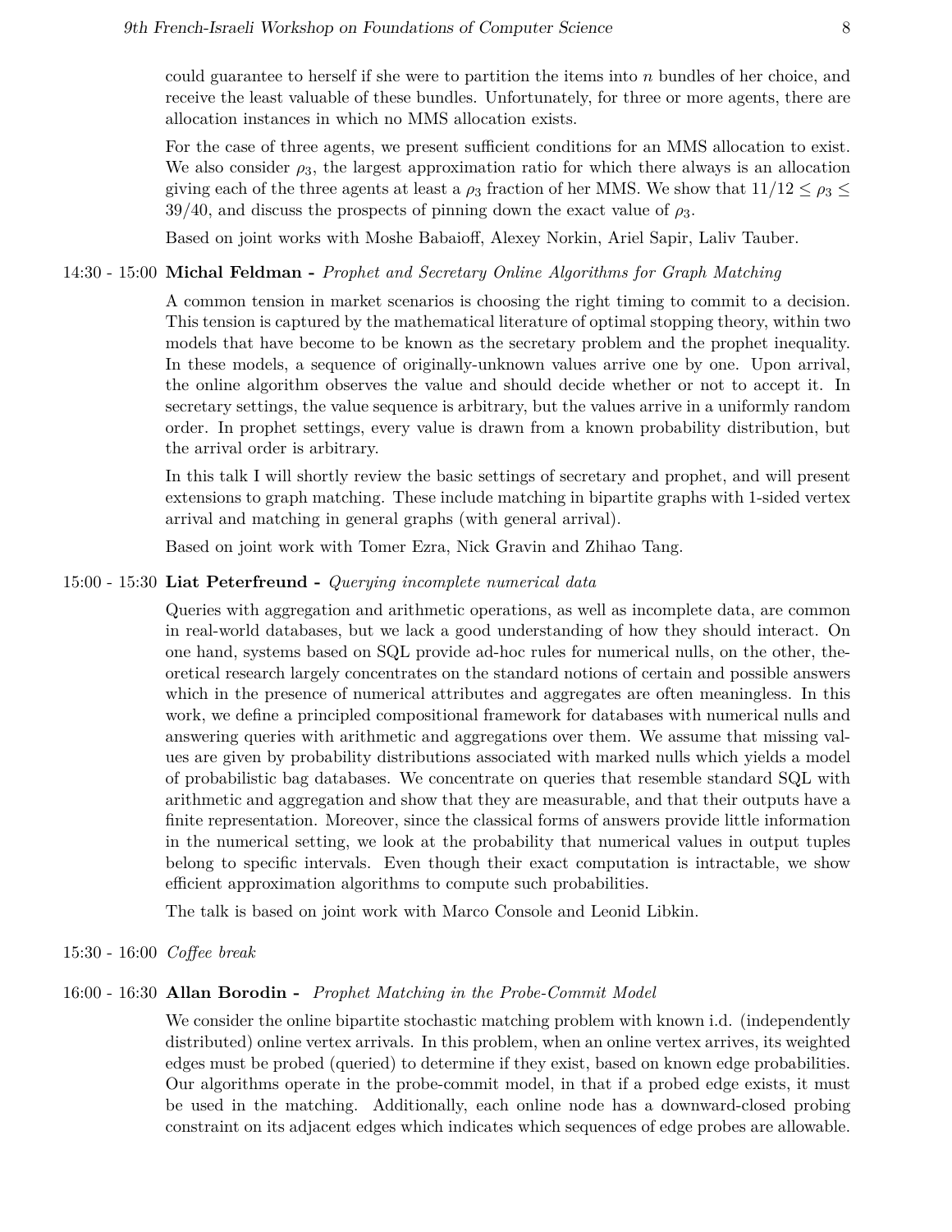could guarantee to herself if she were to partition the items into $n$ bundles of her choice, and receive the least valuable of these bundles. Unfortunately, for three or more agents, there are allocation instances in which no MMS allocation exists.

For the case of three agents, we present sufficient conditions for an MMS allocation to exist. We also consider $\rho_3$, the largest approximation ratio for which there always is an allocation giving each of the three agents at least a $\rho_3$ fraction of her MMS. We show that $11/12 \leq \rho_3 \leq 39/40$, and discuss the prospects of pinning down the exact value of $\rho_3$.

Based on joint works with Moshe Babaioff, Alexey Norkin, Ariel Sapir, Laliv Tauber.

14:30 - 15:00 **Michal Feldman -** *Prophet and Secretary Online Algorithms for Graph Matching*

A common tension in market scenarios is choosing the right timing to commit to a decision. This tension is captured by the mathematical literature of optimal stopping theory, within two models that have become to be known as the secretary problem and the prophet inequality. In these models, a sequence of originally-unknown values arrive one by one. Upon arrival, the online algorithm observes the value and should decide whether or not to accept it. In secretary settings, the value sequence is arbitrary, but the values arrive in a uniformly random order. In prophet settings, every value is drawn from a known probability distribution, but the arrival order is arbitrary.

In this talk I will shortly review the basic settings of secretary and prophet, and will present extensions to graph matching. These include matching in bipartite graphs with 1-sided vertex arrival and matching in general graphs (with general arrival).

Based on joint work with Tomer Ezra, Nick Gravin and Zhihao Tang.

15:00 - 15:30 **Liat Peterfreund -** *Querying incomplete numerical data*

Queries with aggregation and arithmetic operations, as well as incomplete data, are common in real-world databases, but we lack a good understanding of how they should interact. On one hand, systems based on SQL provide ad-hoc rules for numerical nulls, on the other, theoretical research largely concentrates on the standard notions of certain and possible answers which in the presence of numerical attributes and aggregates are often meaningless. In this work, we define a principled compositional framework for databases with numerical nulls and answering queries with arithmetic and aggregations over them. We assume that missing values are given by probability distributions associated with marked nulls which yields a model of probabilistic bag databases. We concentrate on queries that resemble standard SQL with arithmetic and aggregation and show that they are measurable, and that their outputs have a finite representation. Moreover, since the classical forms of answers provide little information in the numerical setting, we look at the probability that numerical values in output tuples belong to specific intervals. Even though their exact computation is intractable, we show efficient approximation algorithms to compute such probabilities.

The talk is based on joint work with Marco Console and Leonid Libkin.

15:30 - 16:00 *Coffee break*

16:00 - 16:30 **Allan Borodin -** *Prophet Matching in the Probe-Commit Model*

We consider the online bipartite stochastic matching problem with known i.d. (independently distributed) online vertex arrivals. In this problem, when an online vertex arrives, its weighted edges must be probed (queried) to determine if they exist, based on known edge probabilities. Our algorithms operate in the probe-commit model, in that if a probed edge exists, it must be used in the matching. Additionally, each online node has a downward-closed probing constraint on its adjacent edges which indicates which sequences of edge probes are allowable.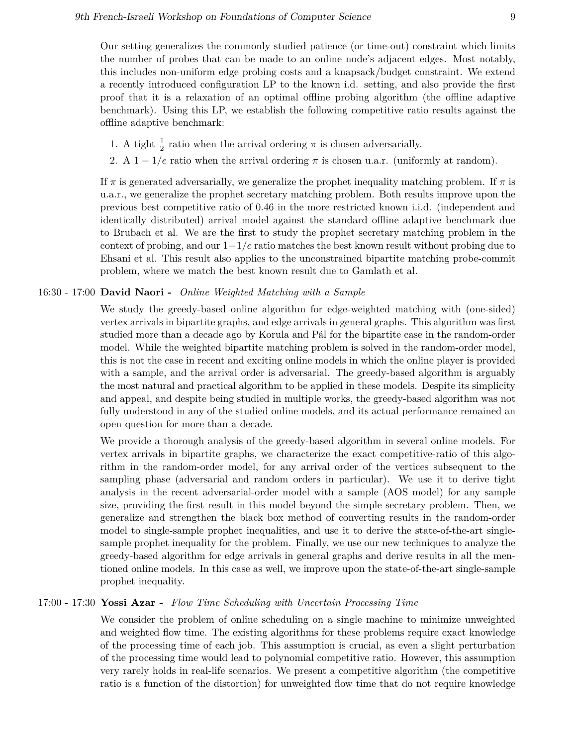Our setting generalizes the commonly studied patience (or time-out) constraint which limits the number of probes that can be made to an online node's adjacent edges. Most notably, this includes non-uniform edge probing costs and a knapsack/budget constraint. We extend a recently introduced configuration LP to the known i.d. setting, and also provide the first proof that it is a relaxation of an optimal offline probing algorithm (the offline adaptive benchmark). Using this LP, we establish the following competitive ratio results against the offline adaptive benchmark:

1. A tight $\frac{1}{2}$ ratio when the arrival ordering $\pi$ is chosen adversarially.
2. A $1 - 1/e$ ratio when the arrival ordering $\pi$ is chosen u.a.r. (uniformly at random).

If $\pi$ is generated adversarially, we generalize the prophet inequality matching problem. If $\pi$ is u.a.r., we generalize the prophet secretary matching problem. Both results improve upon the previous best competitive ratio of 0.46 in the more restricted known i.i.d. (independent and identically distributed) arrival model against the standard offline adaptive benchmark due to Brubach et al. We are the first to study the prophet secretary matching problem in the context of probing, and our $1-1/e$ ratio matches the best known result without probing due to Ehsani et al. This result also applies to the unconstrained bipartite matching probe-commit problem, where we match the best known result due to Gamlath et al.

16:30 - 17:00 **David Naori -** *Online Weighted Matching with a Sample*

We study the greedy-based online algorithm for edge-weighted matching with (one-sided) vertex arrivals in bipartite graphs, and edge arrivals in general graphs. This algorithm was first studied more than a decade ago by Korula and Pál for the bipartite case in the random-order model. While the weighted bipartite matching problem is solved in the random-order model, this is not the case in recent and exciting online models in which the online player is provided with a sample, and the arrival order is adversarial. The greedy-based algorithm is arguably the most natural and practical algorithm to be applied in these models. Despite its simplicity and appeal, and despite being studied in multiple works, the greedy-based algorithm was not fully understood in any of the studied online models, and its actual performance remained an open question for more than a decade.

We provide a thorough analysis of the greedy-based algorithm in several online models. For vertex arrivals in bipartite graphs, we characterize the exact competitive-ratio of this algorithm in the random-order model, for any arrival order of the vertices subsequent to the sampling phase (adversarial and random orders in particular). We use it to derive tight analysis in the recent adversarial-order model with a sample (AOS model) for any sample size, providing the first result in this model beyond the simple secretary problem. Then, we generalize and strengthen the black box method of converting results in the random-order model to single-sample prophet inequalities, and use it to derive the state-of-the-art single-sample prophet inequality for the problem. Finally, we use our new techniques to analyze the greedy-based algorithm for edge arrivals in general graphs and derive results in all the mentioned online models. In this case as well, we improve upon the state-of-the-art single-sample prophet inequality.

17:00 - 17:30 **Yossi Azar -** *Flow Time Scheduling with Uncertain Processing Time*

We consider the problem of online scheduling on a single machine to minimize unweighted and weighted flow time. The existing algorithms for these problems require exact knowledge of the processing time of each job. This assumption is crucial, as even a slight perturbation of the processing time would lead to polynomial competitive ratio. However, this assumption very rarely holds in real-life scenarios. We present a competitive algorithm (the competitive ratio is a function of the distortion) for unweighted flow time that do not require knowledge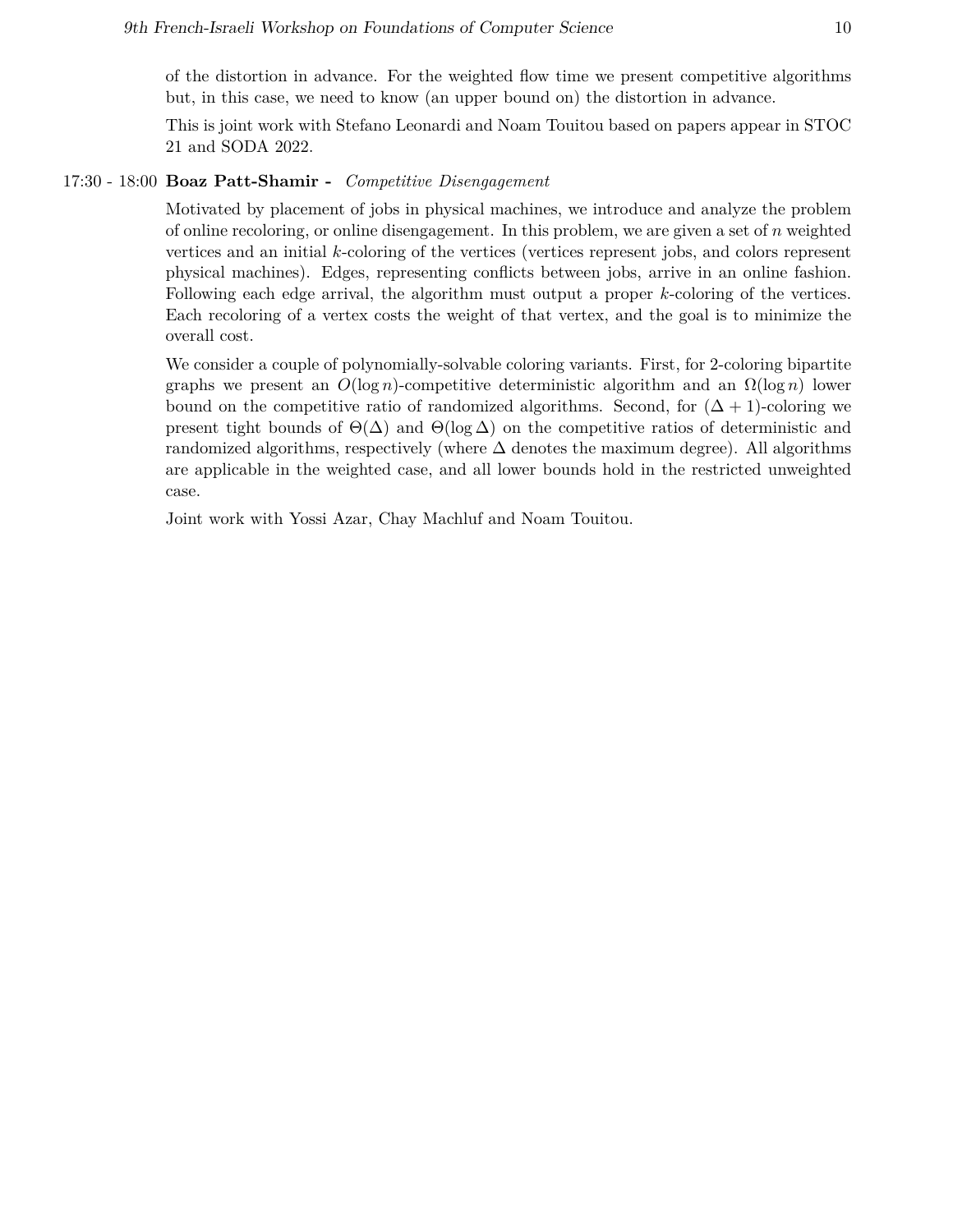of the distortion in advance. For the weighted flow time we present competitive algorithms but, in this case, we need to know (an upper bound on) the distortion in advance.

This is joint work with Stefano Leonardi and Noam Touitou based on papers appear in STOC 21 and SODA 2022.

17:30 - 18:00 **Boaz Patt-Shamir -** *Competitive Disengagement*

Motivated by placement of jobs in physical machines, we introduce and analyze the problem of online recoloring, or online disengagement. In this problem, we are given a set of $n$ weighted vertices and an initial $k$-coloring of the vertices (vertices represent jobs, and colors represent physical machines). Edges, representing conflicts between jobs, arrive in an online fashion. Following each edge arrival, the algorithm must output a proper $k$-coloring of the vertices. Each recoloring of a vertex costs the weight of that vertex, and the goal is to minimize the overall cost.

We consider a couple of polynomially-solvable coloring variants. First, for 2-coloring bipartite graphs we present an $O(\log n)$-competitive deterministic algorithm and an $\Omega(\log n)$ lower bound on the competitive ratio of randomized algorithms. Second, for $(\Delta + 1)$-coloring we present tight bounds of $\Theta(\Delta)$ and $\Theta(\log \Delta)$ on the competitive ratios of deterministic and randomized algorithms, respectively (where $\Delta$ denotes the maximum degree). All algorithms are applicable in the weighted case, and all lower bounds hold in the restricted unweighted case.

Joint work with Yossi Azar, Chay Machluf and Noam Touitou.